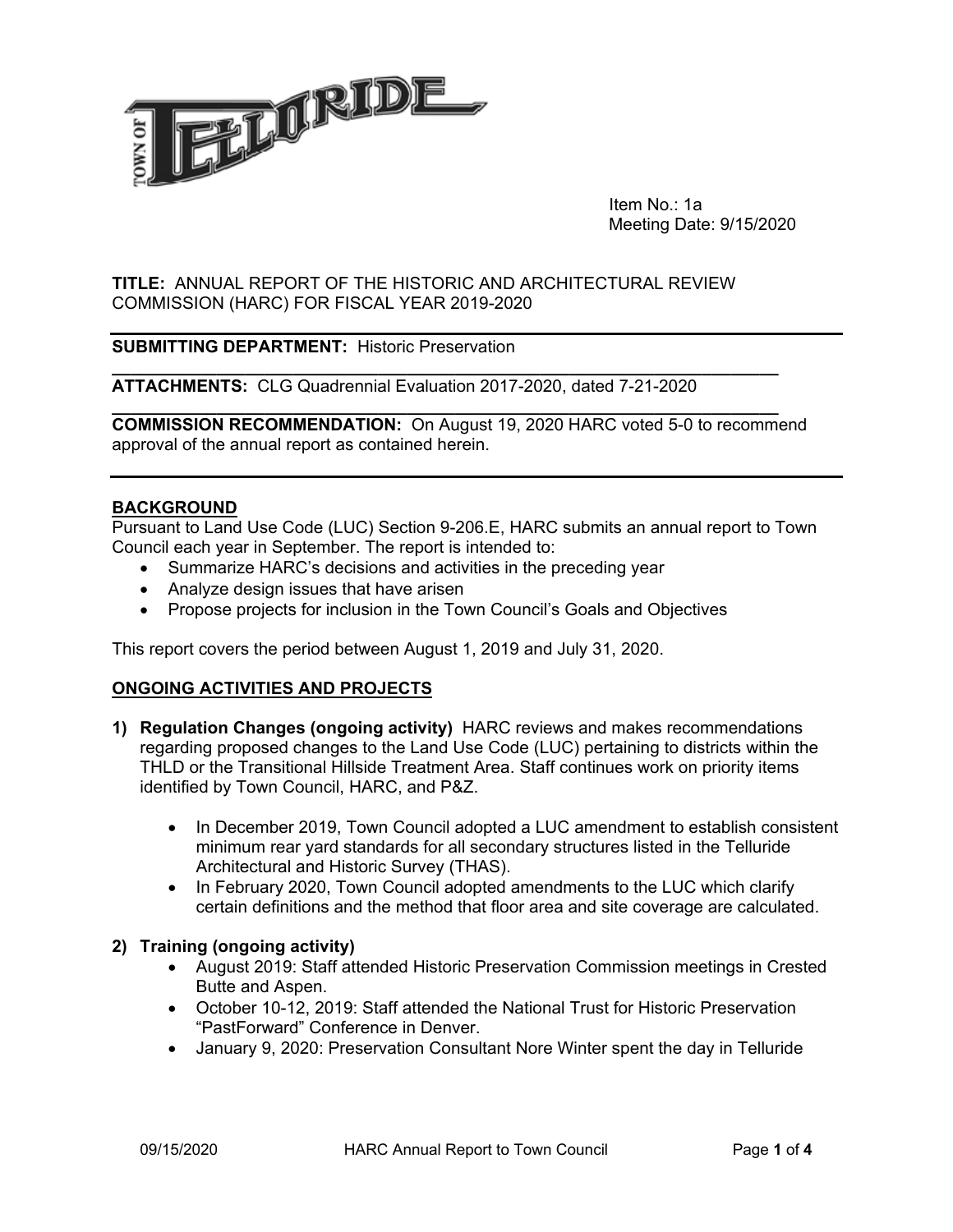Item No.: 1a
Meeting Date: 9/15/2020

**TITLE:** ANNUAL REPORT OF THE HISTORIC AND ARCHITECTURAL REVIEW COMMISSION (HARC) FOR FISCAL YEAR 2019-2020

**SUBMITTING DEPARTMENT:** Historic Preservation

**ATTACHMENTS:** CLG Quadrennial Evaluation 2017-2020, dated 7-21-2020

**COMMISSION RECOMMENDATION:** On August 19, 2020 HARC voted 5-0 to recommend approval of the annual report as contained herein.

## BACKGROUND

Pursuant to Land Use Code (LUC) Section 9-206.E, HARC submits an annual report to Town Council each year in September. The report is intended to:

- Summarize HARC's decisions and activities in the preceding year
- Analyze design issues that have arisen
- Propose projects for inclusion in the Town Council's Goals and Objectives

This report covers the period between August 1, 2019 and July 31, 2020.

## ONGOING ACTIVITIES AND PROJECTS

1) **Regulation Changes (ongoing activity)** HARC reviews and makes recommendations regarding proposed changes to the Land Use Code (LUC) pertaining to districts within the THLD or the Transitional Hillside Treatment Area. Staff continues work on priority items identified by Town Council, HARC, and P&Z.
    - In December 2019, Town Council adopted a LUC amendment to establish consistent minimum rear yard standards for all secondary structures listed in the Telluride Architectural and Historic Survey (THAS).
    - In February 2020, Town Council adopted amendments to the LUC which clarify certain definitions and the method that floor area and site coverage are calculated.

2) **Training (ongoing activity)**
    - August 2019: Staff attended Historic Preservation Commission meetings in Crested Butte and Aspen.
    - October 10-12, 2019: Staff attended the National Trust for Historic Preservation "PastForward" Conference in Denver.
    - January 9, 2020: Preservation Consultant Nore Winter spent the day in Telluride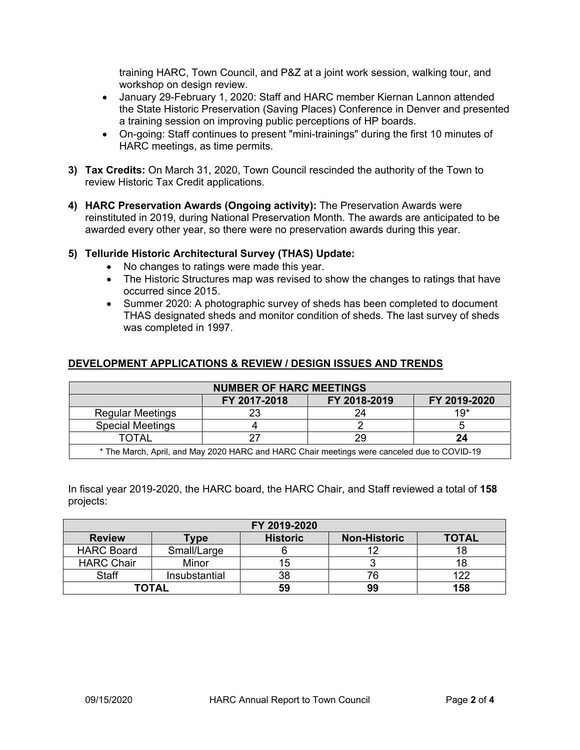training HARC, Town Council, and P&Z at a joint work session, walking tour, and workshop on design review.
- January 29-February 1, 2020: Staff and HARC member Kiernan Lannon attended the State Historic Preservation (Saving Places) Conference in Denver and presented a training session on improving public perceptions of HP boards.
- On-going: Staff continues to present "mini-trainings" during the first 10 minutes of HARC meetings, as time permits.

3) **Tax Credits:** On March 31, 2020, Town Council rescinded the authority of the Town to review Historic Tax Credit applications.

4) **HARC Preservation Awards (Ongoing activity):** The Preservation Awards were reinstituted in 2019, during National Preservation Month. The awards are anticipated to be awarded every other year, so there were no preservation awards during this year.

5) **Telluride Historic Architectural Survey (THAS) Update:**
   - No changes to ratings were made this year.
   - The Historic Structures map was revised to show the changes to ratings that have occurred since 2015.
   - Summer 2020: A photographic survey of sheds has been completed to document THAS designated sheds and monitor condition of sheds. The last survey of sheds was completed in 1997.

## DEVELOPMENT APPLICATIONS & REVIEW / DESIGN ISSUES AND TRENDS

| NUMBER OF HARC MEETINGS | | | |
|---|---|---|---|
| | **FY 2017-2018** | **FY 2018-2019** | **FY 2019-2020** |
| Regular Meetings | 23 | 24 | 19* |
| Special Meetings | 4 | 2 | 5 |
| TOTAL | 27 | 29 | **24** |
| * The March, April, and May 2020 HARC and HARC Chair meetings were canceled due to COVID-19 | | | |

In fiscal year 2019-2020, the HARC board, the HARC Chair, and Staff reviewed a total of **158** projects:

| FY 2019-2020 | | | | |
|---|---|---|---|---|
| **Review** | **Type** | **Historic** | **Non-Historic** | **TOTAL** |
| HARC Board | Small/Large | 6 | 12 | 18 |
| HARC Chair | Minor | 15 | 3 | 18 |
| Staff | Insubstantial | 38 | 76 | 122 |
| **TOTAL** | | **59** | **99** | **158** |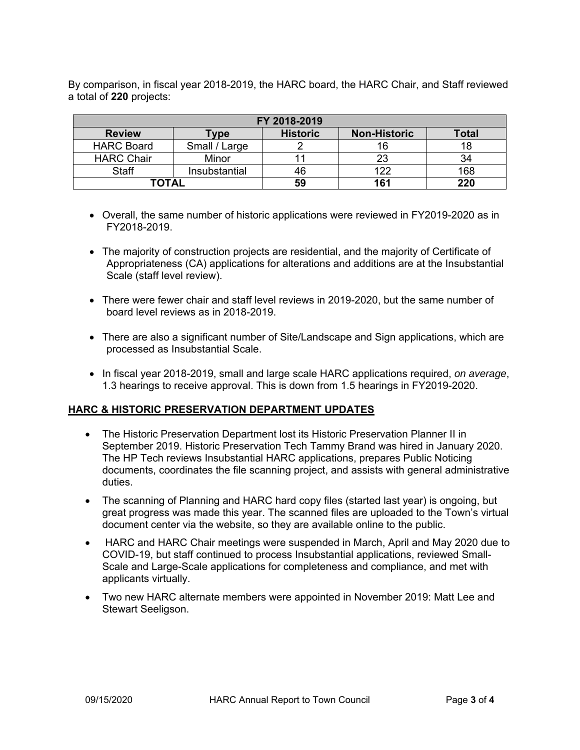By comparison, in fiscal year 2018-2019, the HARC board, the HARC Chair, and Staff reviewed a total of **220** projects:

| FY 2018-2019 | | | | |
|---|---|---|---|---|
| **Review** | **Type** | **Historic** | **Non-Historic** | **Total** |
| HARC Board | Small / Large | 2 | 16 | 18 |
| HARC Chair | Minor | 11 | 23 | 34 |
| Staff | Insubstantial | 46 | 122 | 168 |
| **TOTAL** | | **59** | **161** | **220** |

- Overall, the same number of historic applications were reviewed in FY2019-2020 as in FY2018-2019.
- The majority of construction projects are residential, and the majority of Certificate of Appropriateness (CA) applications for alterations and additions are at the Insubstantial Scale (staff level review).
- There were fewer chair and staff level reviews in 2019-2020, but the same number of board level reviews as in 2018-2019.
- There are also a significant number of Site/Landscape and Sign applications, which are processed as Insubstantial Scale.
- In fiscal year 2018-2019, small and large scale HARC applications required, *on average*, 1.3 hearings to receive approval. This is down from 1.5 hearings in FY2019-2020.

## HARC & HISTORIC PRESERVATION DEPARTMENT UPDATES

- The Historic Preservation Department lost its Historic Preservation Planner II in September 2019. Historic Preservation Tech Tammy Brand was hired in January 2020. The HP Tech reviews Insubstantial HARC applications, prepares Public Noticing documents, coordinates the file scanning project, and assists with general administrative duties.
- The scanning of Planning and HARC hard copy files (started last year) is ongoing, but great progress was made this year. The scanned files are uploaded to the Town's virtual document center via the website, so they are available online to the public.
- HARC and HARC Chair meetings were suspended in March, April and May 2020 due to COVID-19, but staff continued to process Insubstantial applications, reviewed Small-Scale and Large-Scale applications for completeness and compliance, and met with applicants virtually.
- Two new HARC alternate members were appointed in November 2019: Matt Lee and Stewart Seeligson.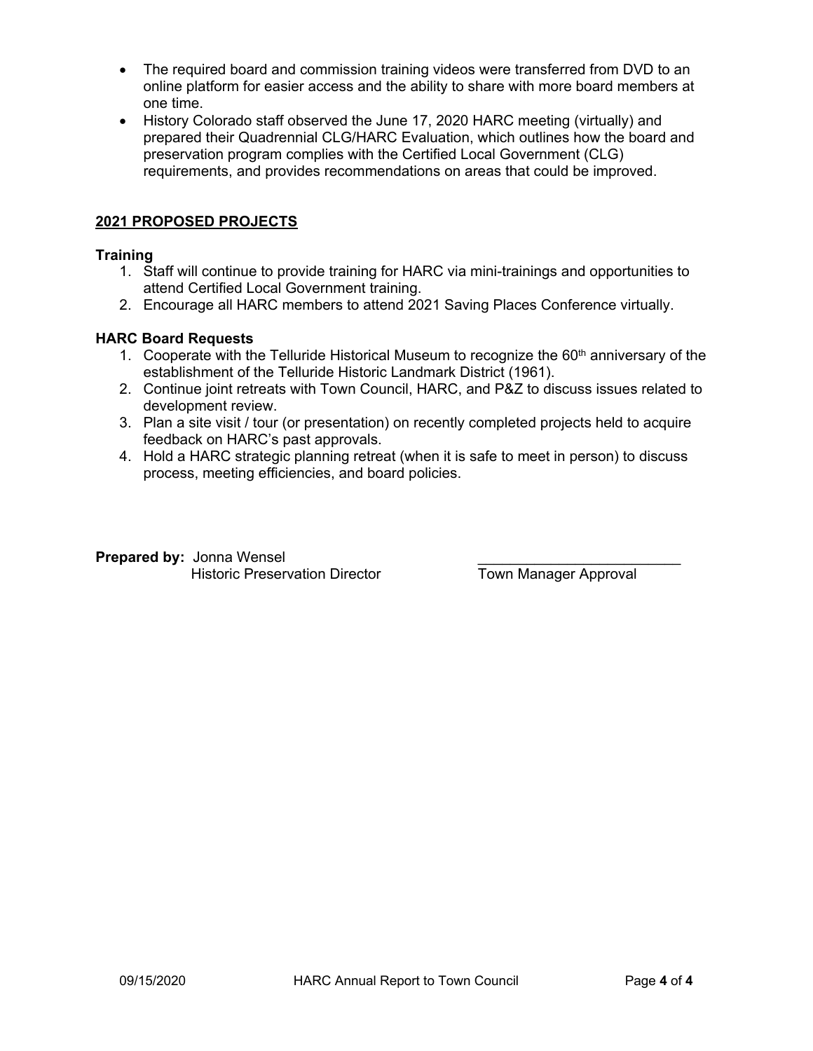- The required board and commission training videos were transferred from DVD to an online platform for easier access and the ability to share with more board members at one time.
- History Colorado staff observed the June 17, 2020 HARC meeting (virtually) and prepared their Quadrennial CLG/HARC Evaluation, which outlines how the board and preservation program complies with the Certified Local Government (CLG) requirements, and provides recommendations on areas that could be improved.

## 2021 PROPOSED PROJECTS

### Training

1. Staff will continue to provide training for HARC via mini-trainings and opportunities to attend Certified Local Government training.
2. Encourage all HARC members to attend 2021 Saving Places Conference virtually.

### HARC Board Requests

1. Cooperate with the Telluride Historical Museum to recognize the 60th anniversary of the establishment of the Telluride Historic Landmark District (1961).
2. Continue joint retreats with Town Council, HARC, and P&Z to discuss issues related to development review.
3. Plan a site visit / tour (or presentation) on recently completed projects held to acquire feedback on HARC's past approvals.
4. Hold a HARC strategic planning retreat (when it is safe to meet in person) to discuss process, meeting efficiencies, and board policies.

**Prepared by:** Jonna Wensel
Historic Preservation Director

_________________________
Town Manager Approval